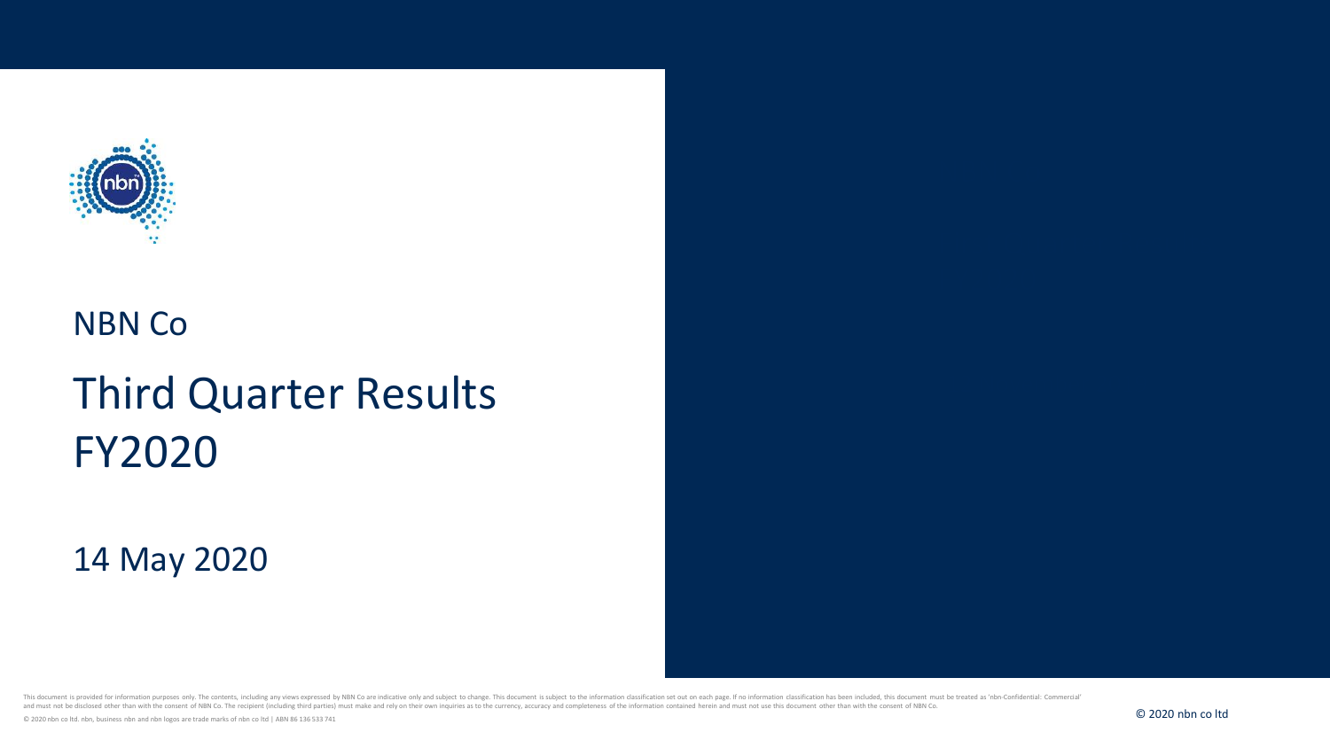NBN Co

# Third Quarter Results FY2020

14 May 2020

This document is provided for information purposes only. The contents, including any views expressed by NBN Co are indicative only and subject to change. This document is subject to the information classification set out on each page. If no information classification has been included, this document must be treated as 'nbn-Confidential: Commercial' and must not be disclosed other than with the consent of NBN Co. The recipient (including third parties) must make and rely on their own inquiries as to the currency, accuracy and completeness of the information contained herein and must not use this document other than with the consent of NBN Co.

© 2020 nbn co ltd. nbn, business nbn and nbn logos are trade marks of nbn co ltd | ABN 86 136 533 741

© 2020 nbn co ltd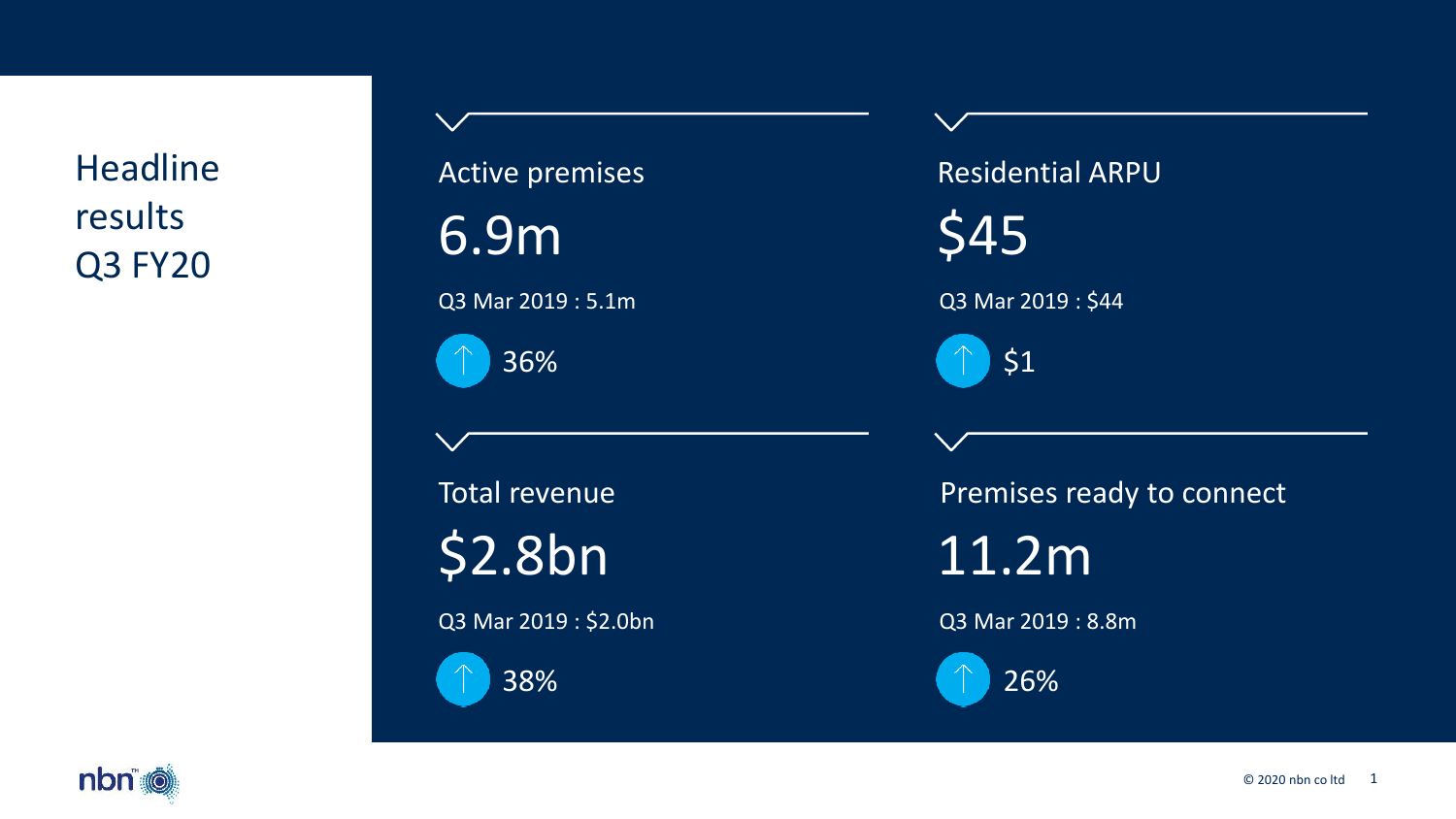# Headline results Q3 FY20

## Active premises

6.9m

Q3 Mar 2019 : 5.1m

↑ 36%

## Residential ARPU

$45

Q3 Mar 2019 : $44

↑ $1

## Total revenue

$2.8bn

Q3 Mar 2019 : $2.0bn

↑ 38%

## Premises ready to connect

11.2m

Q3 Mar 2019 : 8.8m

↑ 26%

© 2020 nbn co ltd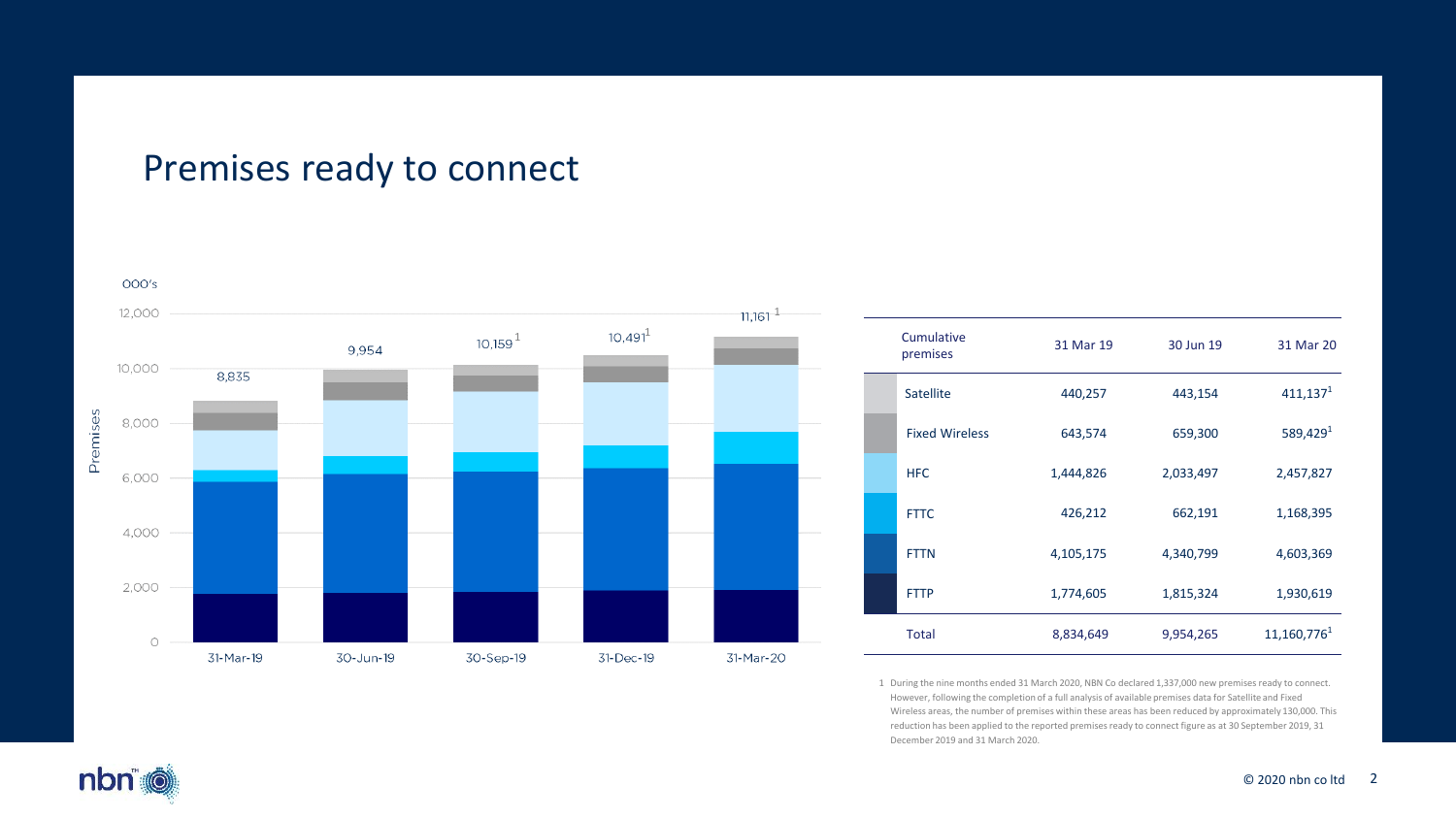# Premises ready to connect

000's

| | 31-Mar-19 | 30-Jun-19 | 30-Sep-19 | 31-Dec-19 | 31-Mar-20 |
|---|---|---|---|---|---|
| Total | 8,835 | 9,954 | 10,159 [1] | 10,491 [1] | 11,161 [1] |

| Cumulative premises | 31 Mar 19 | 30 Jun 19 | 31 Mar 20 |
|---|---|---|---|
| Satellite | 440,257 | 443,154 | 411,137 [1] |
| Fixed Wireless | 643,574 | 659,300 | 589,429 [1] |
| HFC | 1,444,826 | 2,033,497 | 2,457,827 |
| FTTC | 426,212 | 662,191 | 1,168,395 |
| FTTN | 4,105,175 | 4,340,799 | 4,603,369 |
| FTTP | 1,774,605 | 1,815,324 | 1,930,619 |
| Total | 8,834,649 | 9,954,265 | 11,160,776 [1] |

1 During the nine months ended 31 March 2020, NBN Co declared 1,337,000 new premises ready to connect. However, following the completion of a full analysis of available premises data for Satellite and Fixed Wireless areas, the number of premises within these areas has been reduced by approximately 130,000. This reduction has been applied to the reported premises ready to connect figure as at 30 September 2019, 31 December 2019 and 31 March 2020.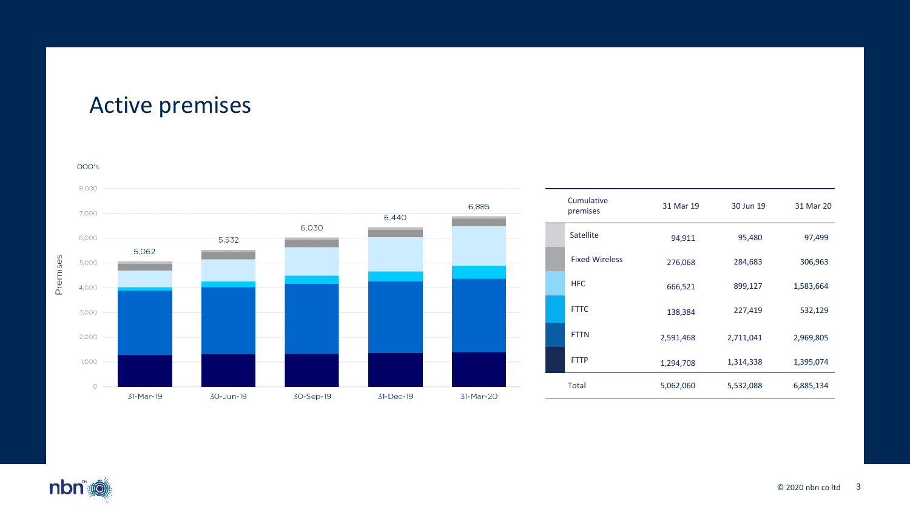# Active premises

000's

| Date | Total premises (000's) |
|---|---|
| 31-Mar-19 | 5,062 |
| 30-Jun-19 | 5,532 |
| 30-Sep-19 | 6,030 |
| 31-Dec-19 | 6,440 |
| 31-Mar-20 | 6,885 |

| Cumulative premises | 31 Mar 19 | 30 Jun 19 | 31 Mar 20 |
|---|---|---|---|
| Satellite | 94,911 | 95,480 | 97,499 |
| Fixed Wireless | 276,068 | 284,683 | 306,963 |
| HFC | 666,521 | 899,127 | 1,583,664 |
| FTTC | 138,384 | 227,419 | 532,129 |
| FTTN | 2,591,468 | 2,711,041 | 2,969,805 |
| FTTP | 1,294,708 | 1,314,338 | 1,395,074 |
| Total | 5,062,060 | 5,532,088 | 6,885,134 |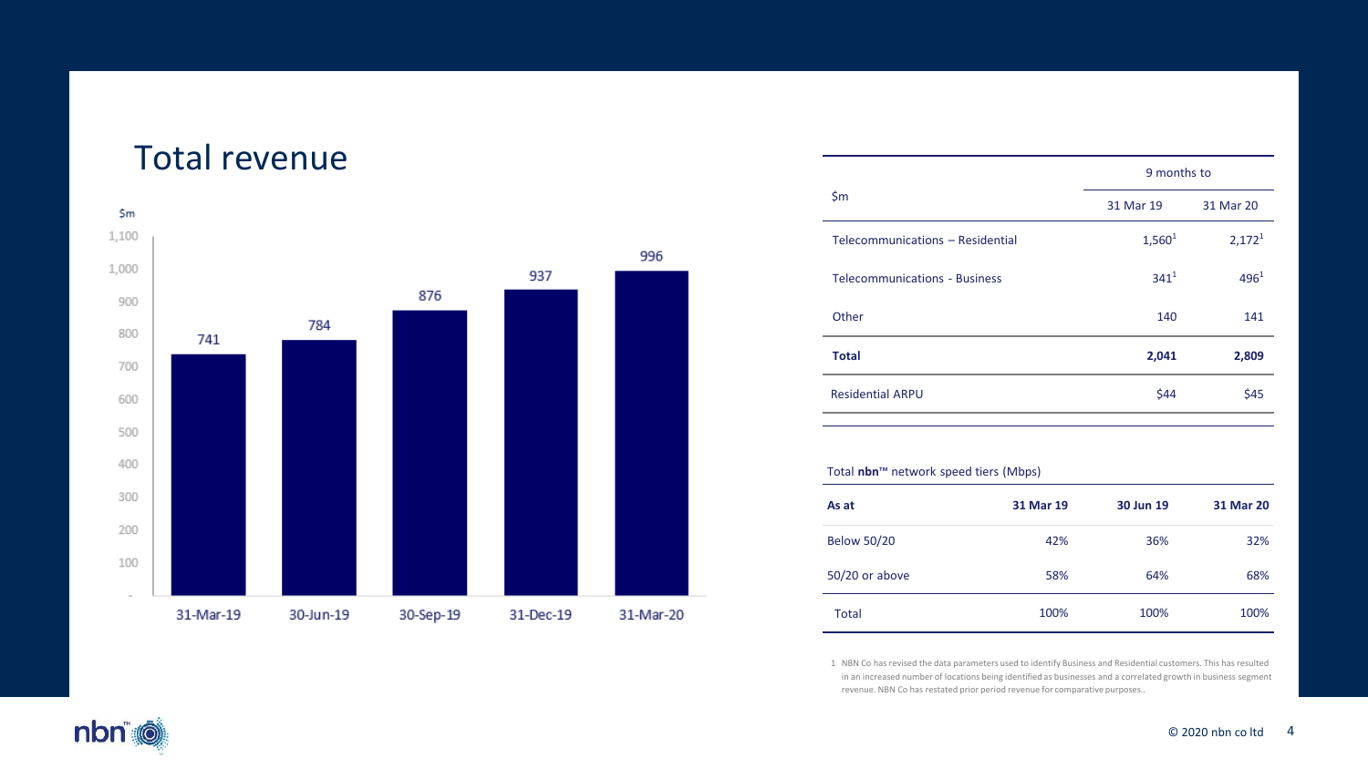# Total revenue

$m

| | 31-Mar-19 | 30-Jun-19 | 30-Sep-19 | 31-Dec-19 | 31-Mar-20 |
|---|---|---|---|---|---|
| Total revenue ($m) | 741 | 784 | 876 | 937 | 996 |

| $m | 9 months to 31 Mar 19 | 9 months to 31 Mar 20 |
|---|---|---|
| Telecommunications – Residential | 1,560[1] | 2,172[1] |
| Telecommunications - Business | 341[1] | 496[1] |
| Other | 140 | 141 |
| **Total** | **2,041** | **2,809** |
| Residential ARPU | $44 | $45 |

Total **nbn**™ network speed tiers (Mbps)

| As at | 31 Mar 19 | 30 Jun 19 | 31 Mar 20 |
|---|---|---|---|
| Below 50/20 | 42% | 36% | 32% |
| 50/20 or above | 58% | 64% | 68% |
| Total | 100% | 100% | 100% |

1 NBN Co has revised the data parameters used to identify Business and Residential customers. This has resulted in an increased number of locations being identified as businesses and a correlated growth in business segment revenue. NBN Co has restated prior period revenue for comparative purposes..

© 2020 nbn co ltd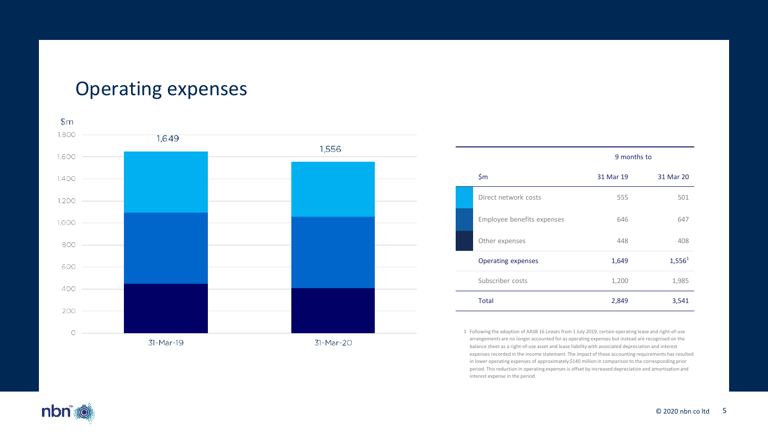# Operating expenses

$m

| | 31-Mar-19 | 31-Mar-20 |
|---|---|---|
| Total | 1,649 | 1,556 |

| $m | 9 months to 31 Mar 19 | 9 months to 31 Mar 20 |
|---|---|---|
| Direct network costs | 555 | 501 |
| Employee benefits expenses | 646 | 647 |
| Other expenses | 448 | 408 |
| Operating expenses | 1,649 | 1,556[1] |
| Subscriber costs | 1,200 | 1,985 |
| Total | 2,849 | 3,541 |

1 Following the adoption of AASB 16 *Leases* from 1 July 2019, certain operating lease and right-of-use arrangements are no longer accounted for as operating expenses but instead are recognised on the balance sheet as a right-of-use asset and lease liability with associated depreciation and interest expenses recorded in the income statement. The impact of these accounting requirements has resulted in lower operating expenses of approximately $140 million in comparison to the corresponding prior period. This reduction in operating expenses is offset by increased depreciation and amortisation and interest expense in the period.

© 2020 nbn co ltd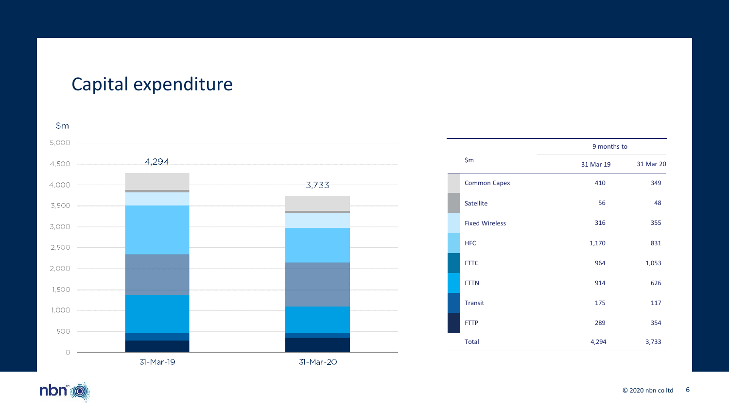# Capital expenditure

| $m | 9 months to 31 Mar 19 | 9 months to 31 Mar 20 |
|---|---|---|
| Common Capex | 410 | 349 |
| Satellite | 56 | 48 |
| Fixed Wireless | 316 | 355 |
| HFC | 1,170 | 831 |
| FTTC | 964 | 1,053 |
| FTTN | 914 | 626 |
| Transit | 175 | 117 |
| FTTP | 289 | 354 |
| Total | 4,294 | 3,733 |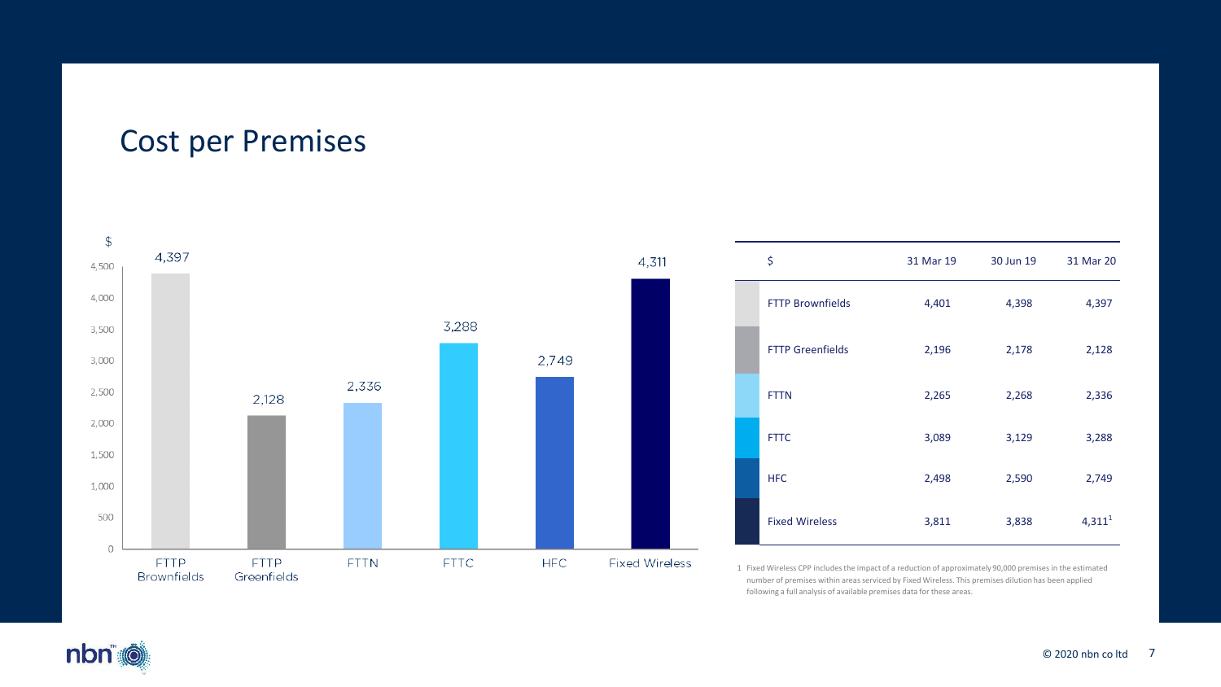# Cost per Premises

| $ | 31 Mar 19 | 30 Jun 19 | 31 Mar 20 |
|---|---|---|---|
| FTTP Brownfields | 4,401 | 4,398 | 4,397 |
| FTTP Greenfields | 2,196 | 2,178 | 2,128 |
| FTTN | 2,265 | 2,268 | 2,336 |
| FTTC | 3,089 | 3,129 | 3,288 |
| HFC | 2,498 | 2,590 | 2,749 |
| Fixed Wireless | 3,811 | 3,838 | 4,311[1] |

1 Fixed Wireless CPP includes the impact of a reduction of approximately 90,000 premises in the estimated number of premises within areas serviced by Fixed Wireless. This premises dilution has been applied following a full analysis of available premises data for these areas.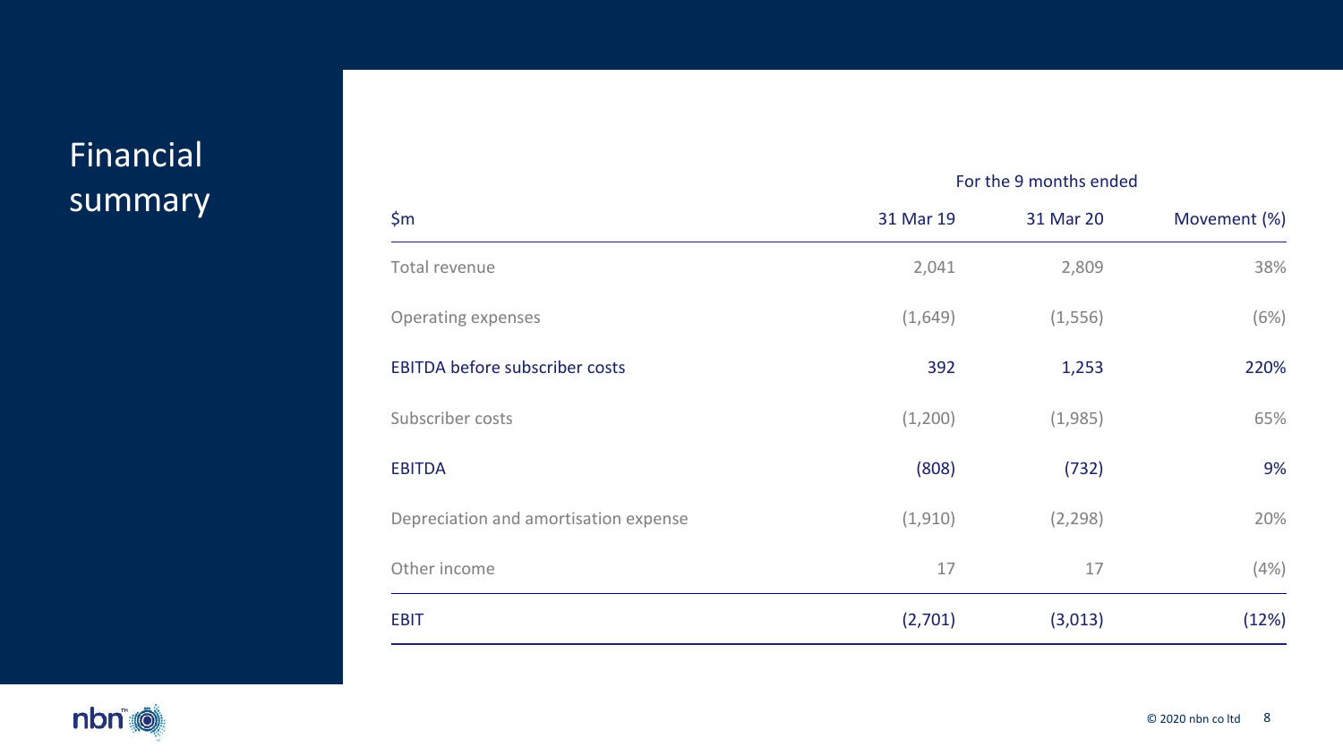# Financial summary

| $m | For the 9 months ended 31 Mar 19 | 31 Mar 20 | Movement (%) |
|---|---|---|---|
| Total revenue | 2,041 | 2,809 | 38% |
| Operating expenses | (1,649) | (1,556) | (6%) |
| **EBITDA before subscriber costs** | **392** | **1,253** | **220%** |
| Subscriber costs | (1,200) | (1,985) | 65% |
| **EBITDA** | **(808)** | **(732)** | **9%** |
| Depreciation and amortisation expense | (1,910) | (2,298) | 20% |
| Other income | 17 | 17 | (4%) |
| **EBIT** | **(2,701)** | **(3,013)** | **(12%)** |

© 2020 nbn co ltd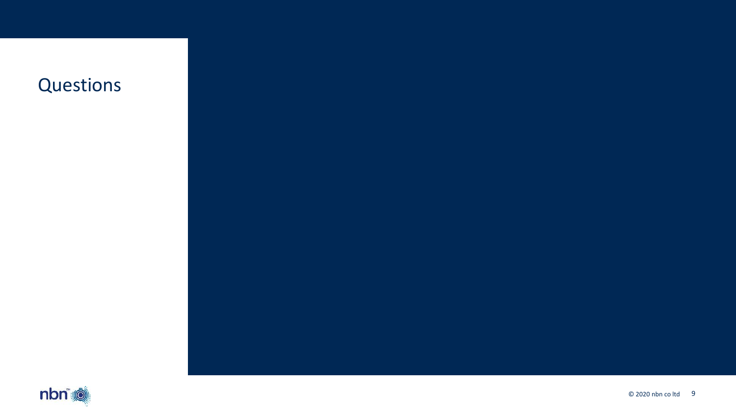# Questions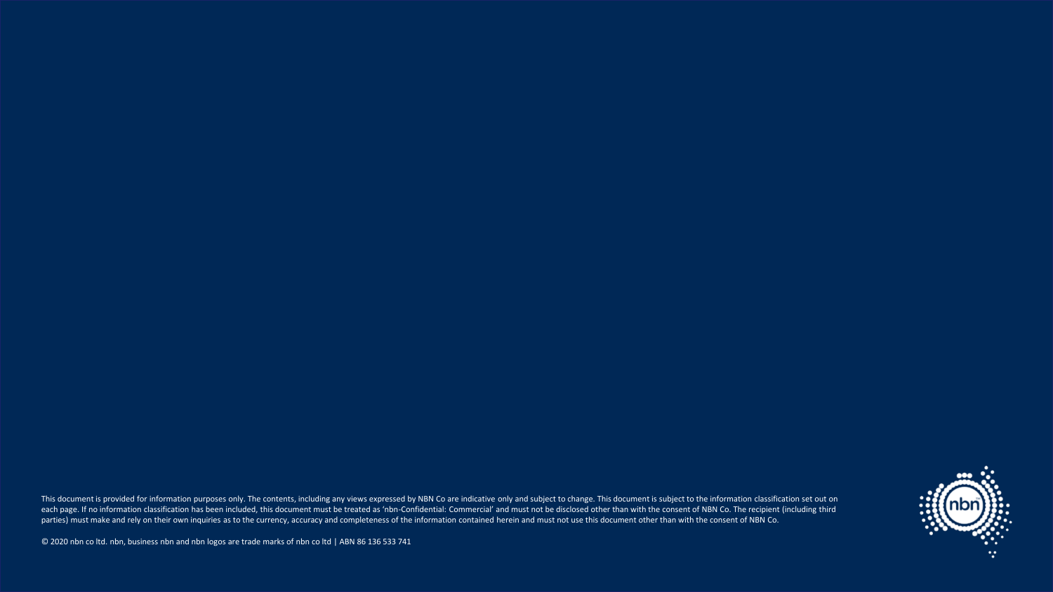This document is provided for information purposes only. The contents, including any views expressed by NBN Co are indicative only and subject to change. This document is subject to the information classification set out on each page. If no information classification has been included, this document must be treated as 'nbn-Confidential: Commercial' and must not be disclosed other than with the consent of NBN Co. The recipient (including third parties) must make and rely on their own inquiries as to the currency, accuracy and completeness of the information contained herein and must not use this document other than with the consent of NBN Co.

© 2020 nbn co ltd. nbn, business nbn and nbn logos are trade marks of nbn co ltd | ABN 86 136 533 741